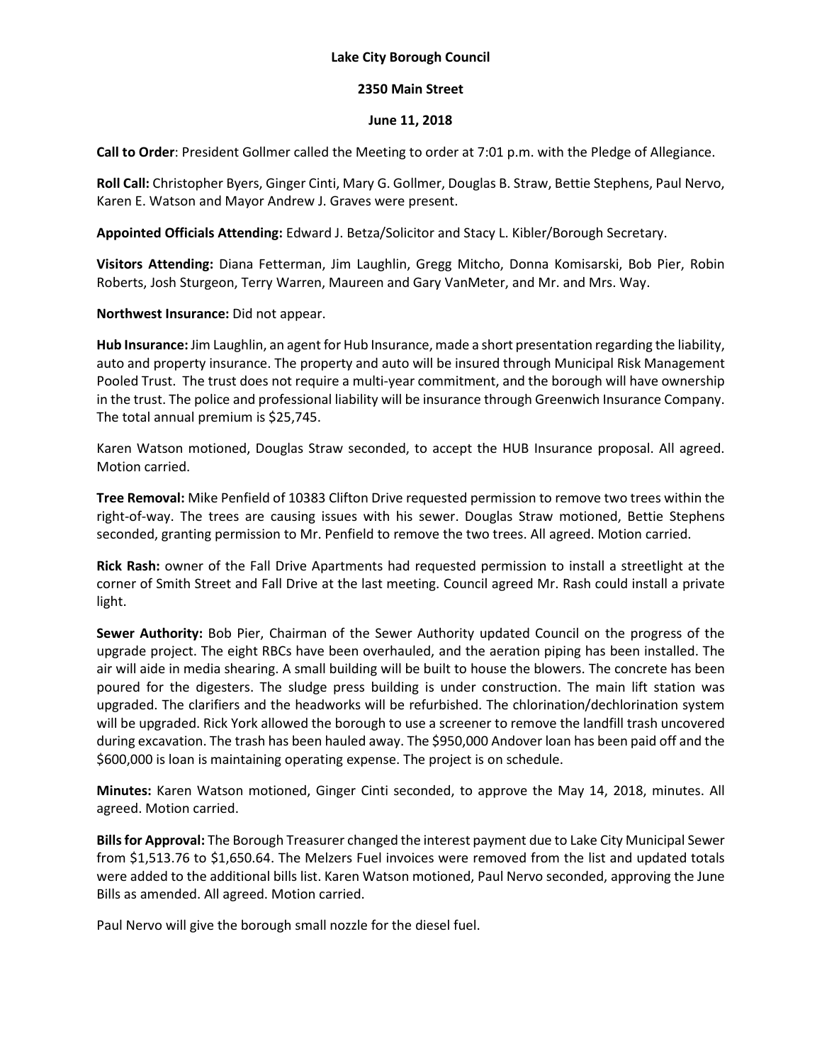**Lake City Borough Council**

**2350 Main Street**

**June 11, 2018**

**Call to Order**: President Gollmer called the Meeting to order at 7:01 p.m. with the Pledge of Allegiance.

**Roll Call:** Christopher Byers, Ginger Cinti, Mary G. Gollmer, Douglas B. Straw, Bettie Stephens, Paul Nervo, Karen E. Watson and Mayor Andrew J. Graves were present.

**Appointed Officials Attending:** Edward J. Betza/Solicitor and Stacy L. Kibler/Borough Secretary.

**Visitors Attending:** Diana Fetterman, Jim Laughlin, Gregg Mitcho, Donna Komisarski, Bob Pier, Robin Roberts, Josh Sturgeon, Terry Warren, Maureen and Gary VanMeter, and Mr. and Mrs. Way.

**Northwest Insurance:** Did not appear.

**Hub Insurance:** Jim Laughlin, an agent for Hub Insurance, made a short presentation regarding the liability, auto and property insurance. The property and auto will be insured through Municipal Risk Management Pooled Trust. The trust does not require a multi-year commitment, and the borough will have ownership in the trust. The police and professional liability will be insurance through Greenwich Insurance Company. The total annual premium is $25,745.

Karen Watson motioned, Douglas Straw seconded, to accept the HUB Insurance proposal. All agreed. Motion carried.

**Tree Removal:** Mike Penfield of 10383 Clifton Drive requested permission to remove two trees within the right-of-way. The trees are causing issues with his sewer. Douglas Straw motioned, Bettie Stephens seconded, granting permission to Mr. Penfield to remove the two trees. All agreed. Motion carried.

**Rick Rash:** owner of the Fall Drive Apartments had requested permission to install a streetlight at the corner of Smith Street and Fall Drive at the last meeting. Council agreed Mr. Rash could install a private light.

**Sewer Authority:** Bob Pier, Chairman of the Sewer Authority updated Council on the progress of the upgrade project. The eight RBCs have been overhauled, and the aeration piping has been installed. The air will aide in media shearing. A small building will be built to house the blowers. The concrete has been poured for the digesters. The sludge press building is under construction. The main lift station was upgraded. The clarifiers and the headworks will be refurbished. The chlorination/dechlorination system will be upgraded. Rick York allowed the borough to use a screener to remove the landfill trash uncovered during excavation. The trash has been hauled away. The $950,000 Andover loan has been paid off and the $600,000 is loan is maintaining operating expense. The project is on schedule.

**Minutes:** Karen Watson motioned, Ginger Cinti seconded, to approve the May 14, 2018, minutes. All agreed. Motion carried.

**Bills for Approval:** The Borough Treasurer changed the interest payment due to Lake City Municipal Sewer from $1,513.76 to $1,650.64. The Melzers Fuel invoices were removed from the list and updated totals were added to the additional bills list. Karen Watson motioned, Paul Nervo seconded, approving the June Bills as amended. All agreed. Motion carried.

Paul Nervo will give the borough small nozzle for the diesel fuel.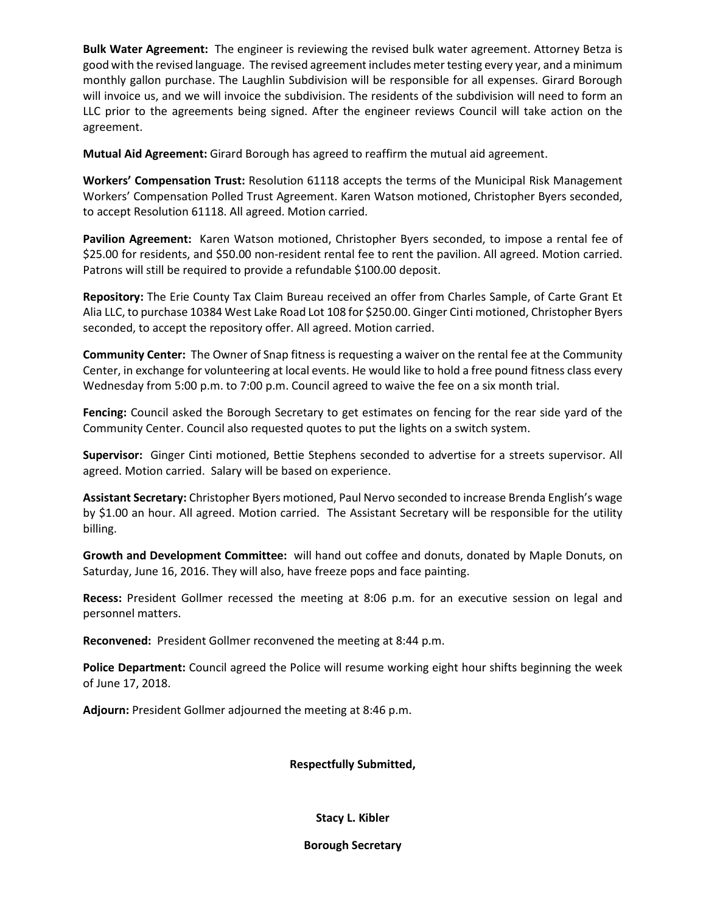**Bulk Water Agreement:** The engineer is reviewing the revised bulk water agreement. Attorney Betza is good with the revised language. The revised agreement includes meter testing every year, and a minimum monthly gallon purchase. The Laughlin Subdivision will be responsible for all expenses. Girard Borough will invoice us, and we will invoice the subdivision. The residents of the subdivision will need to form an LLC prior to the agreements being signed. After the engineer reviews Council will take action on the agreement.

**Mutual Aid Agreement:** Girard Borough has agreed to reaffirm the mutual aid agreement.

**Workers' Compensation Trust:** Resolution 61118 accepts the terms of the Municipal Risk Management Workers' Compensation Polled Trust Agreement. Karen Watson motioned, Christopher Byers seconded, to accept Resolution 61118. All agreed. Motion carried.

**Pavilion Agreement:** Karen Watson motioned, Christopher Byers seconded, to impose a rental fee of $25.00 for residents, and $50.00 non-resident rental fee to rent the pavilion. All agreed. Motion carried. Patrons will still be required to provide a refundable $100.00 deposit.

**Repository:** The Erie County Tax Claim Bureau received an offer from Charles Sample, of Carte Grant Et Alia LLC, to purchase 10384 West Lake Road Lot 108 for $250.00. Ginger Cinti motioned, Christopher Byers seconded, to accept the repository offer. All agreed. Motion carried.

**Community Center:** The Owner of Snap fitness is requesting a waiver on the rental fee at the Community Center, in exchange for volunteering at local events. He would like to hold a free pound fitness class every Wednesday from 5:00 p.m. to 7:00 p.m. Council agreed to waive the fee on a six month trial.

**Fencing:** Council asked the Borough Secretary to get estimates on fencing for the rear side yard of the Community Center. Council also requested quotes to put the lights on a switch system.

**Supervisor:** Ginger Cinti motioned, Bettie Stephens seconded to advertise for a streets supervisor. All agreed. Motion carried. Salary will be based on experience.

**Assistant Secretary:** Christopher Byers motioned, Paul Nervo seconded to increase Brenda English's wage by $1.00 an hour. All agreed. Motion carried. The Assistant Secretary will be responsible for the utility billing.

**Growth and Development Committee:** will hand out coffee and donuts, donated by Maple Donuts, on Saturday, June 16, 2016. They will also, have freeze pops and face painting.

**Recess:** President Gollmer recessed the meeting at 8:06 p.m. for an executive session on legal and personnel matters.

**Reconvened:** President Gollmer reconvened the meeting at 8:44 p.m.

**Police Department:** Council agreed the Police will resume working eight hour shifts beginning the week of June 17, 2018.

**Adjourn:** President Gollmer adjourned the meeting at 8:46 p.m.

**Respectfully Submitted,**

**Stacy L. Kibler**

**Borough Secretary**